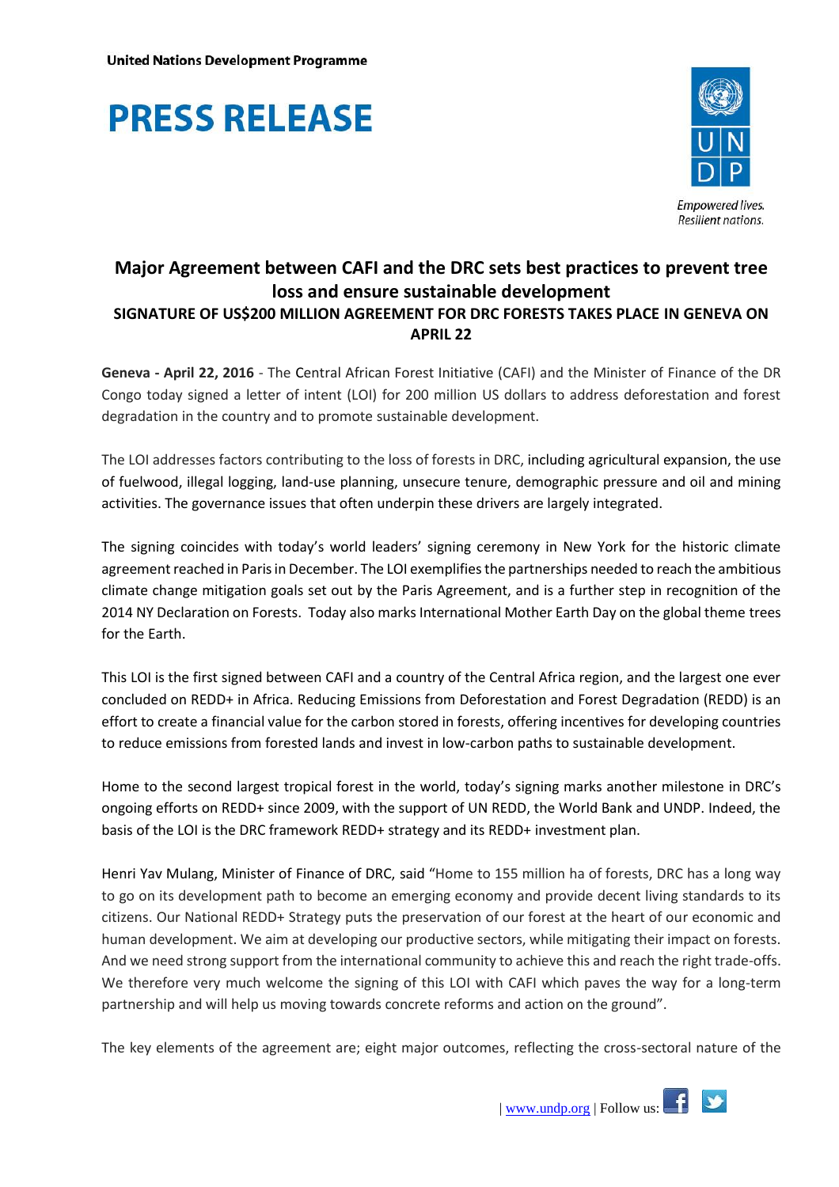United Nations Development Programme

# PRESS RELEASE

Empowered lives.
Resilient nations.

## Major Agreement between CAFI and the DRC sets best practices to prevent tree loss and ensure sustainable development

### SIGNATURE OF US$200 MILLION AGREEMENT FOR DRC FORESTS TAKES PLACE IN GENEVA ON APRIL 22

**Geneva - April 22, 2016** - The Central African Forest Initiative (CAFI) and the Minister of Finance of the DR Congo today signed a letter of intent (LOI) for 200 million US dollars to address deforestation and forest degradation in the country and to promote sustainable development.

The LOI addresses factors contributing to the loss of forests in DRC, including agricultural expansion, the use of fuelwood, illegal logging, land-use planning, unsecure tenure, demographic pressure and oil and mining activities. The governance issues that often underpin these drivers are largely integrated.

The signing coincides with today's world leaders' signing ceremony in New York for the historic climate agreement reached in Paris in December. The LOI exemplifies the partnerships needed to reach the ambitious climate change mitigation goals set out by the Paris Agreement, and is a further step in recognition of the 2014 NY Declaration on Forests. Today also marks International Mother Earth Day on the global theme trees for the Earth.

This LOI is the first signed between CAFI and a country of the Central Africa region, and the largest one ever concluded on REDD+ in Africa. Reducing Emissions from Deforestation and Forest Degradation (REDD) is an effort to create a financial value for the carbon stored in forests, offering incentives for developing countries to reduce emissions from forested lands and invest in low-carbon paths to sustainable development.

Home to the second largest tropical forest in the world, today's signing marks another milestone in DRC's ongoing efforts on REDD+ since 2009, with the support of UN REDD, the World Bank and UNDP. Indeed, the basis of the LOI is the DRC framework REDD+ strategy and its REDD+ investment plan.

Henri Yav Mulang, Minister of Finance of DRC, said "Home to 155 million ha of forests, DRC has a long way to go on its development path to become an emerging economy and provide decent living standards to its citizens. Our National REDD+ Strategy puts the preservation of our forest at the heart of our economic and human development. We aim at developing our productive sectors, while mitigating their impact on forests. And we need strong support from the international community to achieve this and reach the right trade-offs. We therefore very much welcome the signing of this LOI with CAFI which paves the way for a long-term partnership and will help us moving towards concrete reforms and action on the ground".

The key elements of the agreement are; eight major outcomes, reflecting the cross-sectoral nature of the

| www.undp.org | Follow us: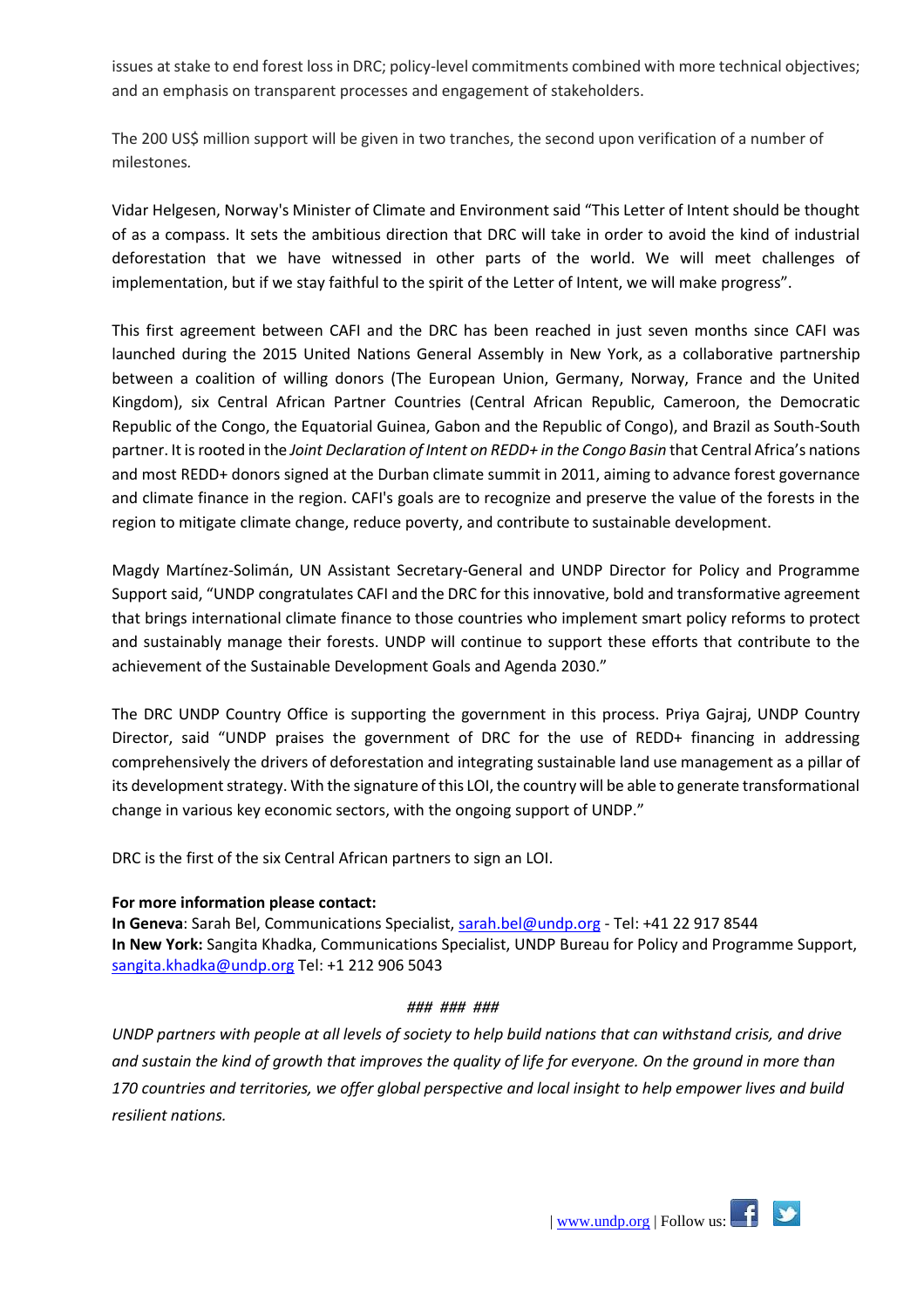issues at stake to end forest loss in DRC; policy-level commitments combined with more technical objectives; and an emphasis on transparent processes and engagement of stakeholders.

The 200 US$ million support will be given in two tranches, the second upon verification of a number of milestones.

Vidar Helgesen, Norway's Minister of Climate and Environment said "This Letter of Intent should be thought of as a compass. It sets the ambitious direction that DRC will take in order to avoid the kind of industrial deforestation that we have witnessed in other parts of the world. We will meet challenges of implementation, but if we stay faithful to the spirit of the Letter of Intent, we will make progress".

This first agreement between CAFI and the DRC has been reached in just seven months since CAFI was launched during the 2015 United Nations General Assembly in New York, as a collaborative partnership between a coalition of willing donors (The European Union, Germany, Norway, France and the United Kingdom), six Central African Partner Countries (Central African Republic, Cameroon, the Democratic Republic of the Congo, the Equatorial Guinea, Gabon and the Republic of Congo), and Brazil as South-South partner. It is rooted in the *Joint Declaration of Intent on REDD+ in the Congo Basin* that Central Africa's nations and most REDD+ donors signed at the Durban climate summit in 2011, aiming to advance forest governance and climate finance in the region. CAFI's goals are to recognize and preserve the value of the forests in the region to mitigate climate change, reduce poverty, and contribute to sustainable development.

Magdy Martínez-Solimán, UN Assistant Secretary-General and UNDP Director for Policy and Programme Support said, "UNDP congratulates CAFI and the DRC for this innovative, bold and transformative agreement that brings international climate finance to those countries who implement smart policy reforms to protect and sustainably manage their forests. UNDP will continue to support these efforts that contribute to the achievement of the Sustainable Development Goals and Agenda 2030."

The DRC UNDP Country Office is supporting the government in this process. Priya Gajraj, UNDP Country Director, said "UNDP praises the government of DRC for the use of REDD+ financing in addressing comprehensively the drivers of deforestation and integrating sustainable land use management as a pillar of its development strategy. With the signature of this LOI, the country will be able to generate transformational change in various key economic sectors, with the ongoing support of UNDP."

DRC is the first of the six Central African partners to sign an LOI.

**For more information please contact:**
**In Geneva**: Sarah Bel, Communications Specialist, sarah.bel@undp.org - Tel: +41 22 917 8544
**In New York:** Sangita Khadka, Communications Specialist, UNDP Bureau for Policy and Programme Support, sangita.khadka@undp.org Tel: +1 212 906 5043

*### ### ###*

*UNDP partners with people at all levels of society to help build nations that can withstand crisis, and drive and sustain the kind of growth that improves the quality of life for everyone. On the ground in more than 170 countries and territories, we offer global perspective and local insight to help empower lives and build resilient nations.*

| www.undp.org | Follow us: